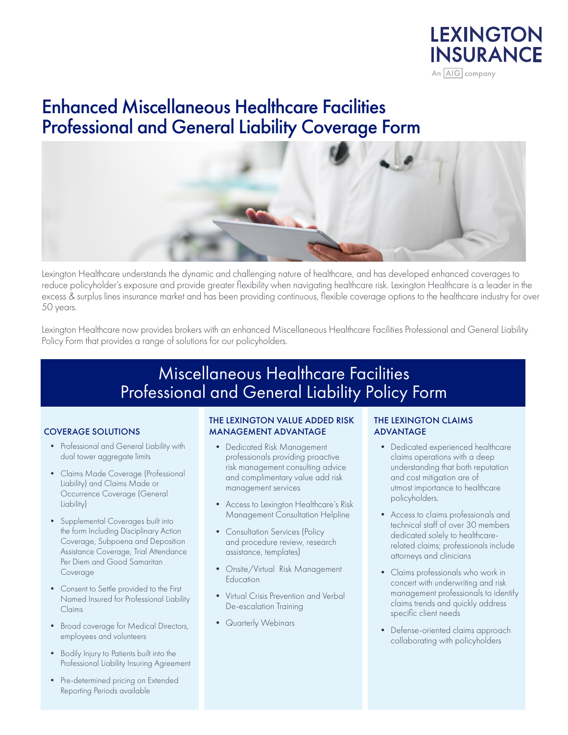LEXINGTON INSURANCE

An AIG company

# Enhanced Miscellaneous Healthcare Facilities Professional and General Liability Coverage Form

Lexington Healthcare understands the dynamic and challenging nature of healthcare, and has developed enhanced coverages to reduce policyholder's exposure and provide greater flexibility when navigating healthcare risk. Lexington Healthcare is a leader in the excess & surplus lines insurance market and has been providing continuous, flexible coverage options to the healthcare industry for over 50 years.

Lexington Healthcare now provides brokers with an enhanced Miscellaneous Healthcare Facilities Professional and General Liability Policy Form that provides a range of solutions for our policyholders.

## Miscellaneous Healthcare Facilities Professional and General Liability Policy Form

### COVERAGE SOLUTIONS

- Professional and General Liability with dual tower aggregate limits
- Claims Made Coverage (Professional Liability) and Claims Made or Occurrence Coverage (General Liability)
- Supplemental Coverages built into the form Including Disciplinary Action Coverage, Subpoena and Deposition Assistance Coverage, Trial Attendance Per Diem and Good Samaritan Coverage
- Consent to Settle provided to the First Named Insured for Professional Liability Claims
- Broad coverage for Medical Directors, employees and volunteers
- Bodily Injury to Patients built into the Professional Liability Insuring Agreement
- Pre-determined pricing on Extended Reporting Periods available

### THE LEXINGTON VALUE ADDED RISK MANAGEMENT ADVANTAGE

- Dedicated Risk Management professionals providing proactive risk management consulting advice and complimentary value add risk management services
- Access to Lexington Healthcare's Risk Management Consultation Helpline
- Consultation Services (Policy and procedure review, research assistance, templates)
- Onsite/Virtual Risk Management Education
- Virtual Crisis Prevention and Verbal De-escalation Training
- Quarterly Webinars

### THE LEXINGTON CLAIMS ADVANTAGE

- Dedicated experienced healthcare claims operations with a deep understanding that both reputation and cost mitigation are of utmost importance to healthcare policyholders.
- Access to claims professionals and technical staff of over 30 members dedicated solely to healthcare-related claims; professionals include attorneys and clinicians
- Claims professionals who work in concert with underwriting and risk management professionals to identify claims trends and quickly address specific client needs
- Defense-oriented claims approach collaborating with policyholders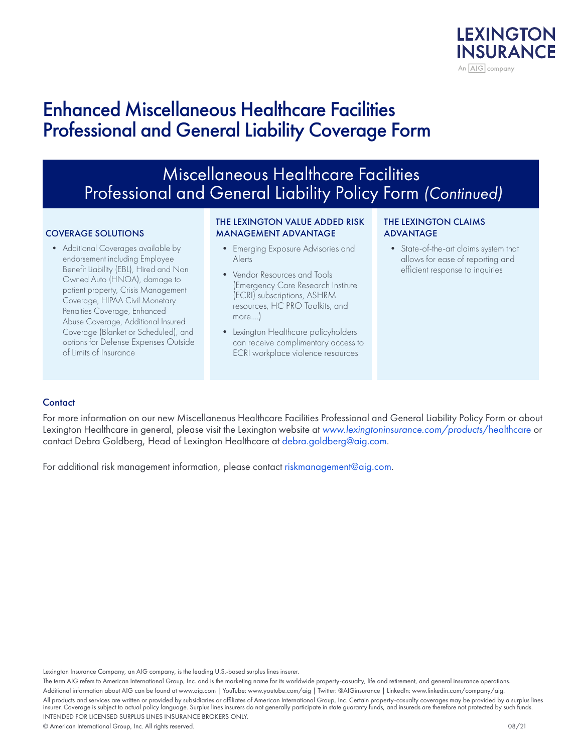# Enhanced Miscellaneous Healthcare Facilities Professional and General Liability Coverage Form

## Miscellaneous Healthcare Facilities Professional and General Liability Policy Form *(Continued)*

### COVERAGE SOLUTIONS

- Additional Coverages available by endorsement including Employee Benefit Liability (EBL), Hired and Non Owned Auto (HNOA), damage to patient property, Crisis Management Coverage, HIPAA Civil Monetary Penalties Coverage, Enhanced Abuse Coverage, Additional Insured Coverage (Blanket or Scheduled), and options for Defense Expenses Outside of Limits of Insurance

### THE LEXINGTON VALUE ADDED RISK MANAGEMENT ADVANTAGE

- Emerging Exposure Advisories and Alerts
- Vendor Resources and Tools (Emergency Care Research Institute (ECRI) subscriptions, ASHRM resources, HC PRO Toolkits, and more….)
- Lexington Healthcare policyholders can receive complimentary access to ECRI workplace violence resources

### THE LEXINGTON CLAIMS ADVANTAGE

- State-of-the-art claims system that allows for ease of reporting and efficient response to inquiries

### Contact

For more information on our new Miscellaneous Healthcare Facilities Professional and General Liability Policy Form or about Lexington Healthcare in general, please visit the Lexington website at *www.lexingtoninsurance.com/products/*healthcare or contact Debra Goldberg, Head of Lexington Healthcare at debra.goldberg@aig.com.

For additional risk management information, please contact riskmanagement@aig.com.

Lexington Insurance Company, an AIG company, is the leading U.S.-based surplus lines insurer.

The term AIG refers to American International Group, Inc. and is the marketing name for its worldwide property-casualty, life and retirement, and general insurance operations.

Additional information about AIG can be found at www.aig.com | YouTube: www.youtube.com/aig | Twitter: @AIGinsurance | LinkedIn: www.linkedin.com/company/aig.

All products and services are written or provided by subsidiaries or affiliates of American International Group, Inc. Certain property-casualty coverages may be provided by a surplus lines insurer. Coverage is subject to actual policy language. Surplus lines insurers do not generally participate in state guaranty funds, and insureds are therefore not protected by such funds.

INTENDED FOR LICENSED SURPLUS LINES INSURANCE BROKERS ONLY.

© American International Group, Inc. All rights reserved.

08/21